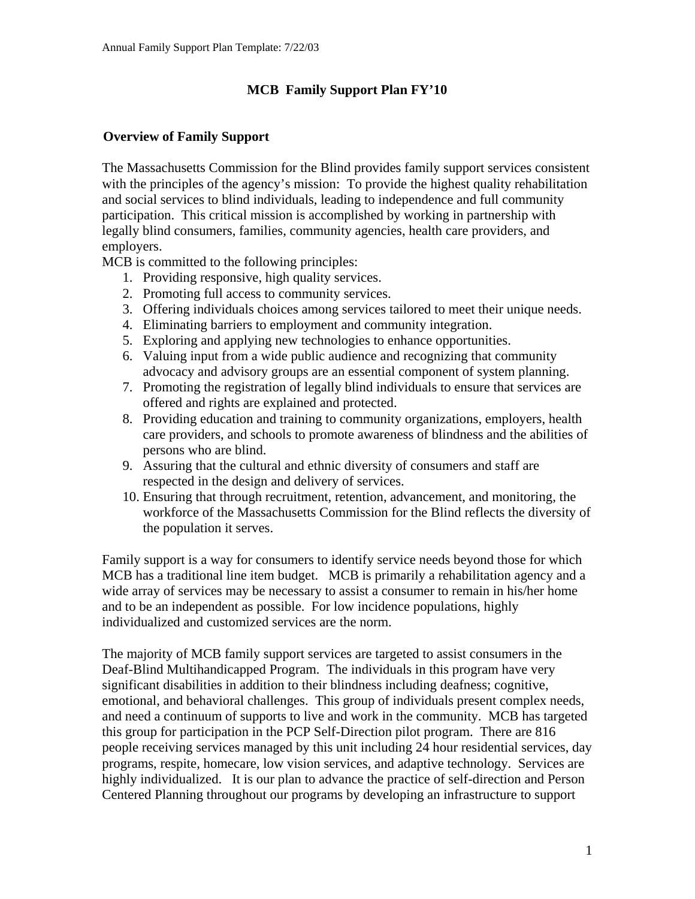# MCB Family Support Plan FY'10

## Overview of Family Support

The Massachusetts Commission for the Blind provides family support services consistent with the principles of the agency's mission: To provide the highest quality rehabilitation and social services to blind individuals, leading to independence and full community participation. This critical mission is accomplished by working in partnership with legally blind consumers, families, community agencies, health care providers, and employers.

MCB is committed to the following principles:

1. Providing responsive, high quality services.
2. Promoting full access to community services.
3. Offering individuals choices among services tailored to meet their unique needs.
4. Eliminating barriers to employment and community integration.
5. Exploring and applying new technologies to enhance opportunities.
6. Valuing input from a wide public audience and recognizing that community advocacy and advisory groups are an essential component of system planning.
7. Promoting the registration of legally blind individuals to ensure that services are offered and rights are explained and protected.
8. Providing education and training to community organizations, employers, health care providers, and schools to promote awareness of blindness and the abilities of persons who are blind.
9. Assuring that the cultural and ethnic diversity of consumers and staff are respected in the design and delivery of services.
10. Ensuring that through recruitment, retention, advancement, and monitoring, the workforce of the Massachusetts Commission for the Blind reflects the diversity of the population it serves.

Family support is a way for consumers to identify service needs beyond those for which MCB has a traditional line item budget. MCB is primarily a rehabilitation agency and a wide array of services may be necessary to assist a consumer to remain in his/her home and to be an independent as possible. For low incidence populations, highly individualized and customized services are the norm.

The majority of MCB family support services are targeted to assist consumers in the Deaf-Blind Multihandicapped Program. The individuals in this program have very significant disabilities in addition to their blindness including deafness; cognitive, emotional, and behavioral challenges. This group of individuals present complex needs, and need a continuum of supports to live and work in the community. MCB has targeted this group for participation in the PCP Self-Direction pilot program. There are 816 people receiving services managed by this unit including 24 hour residential services, day programs, respite, homecare, low vision services, and adaptive technology. Services are highly individualized. It is our plan to advance the practice of self-direction and Person Centered Planning throughout our programs by developing an infrastructure to support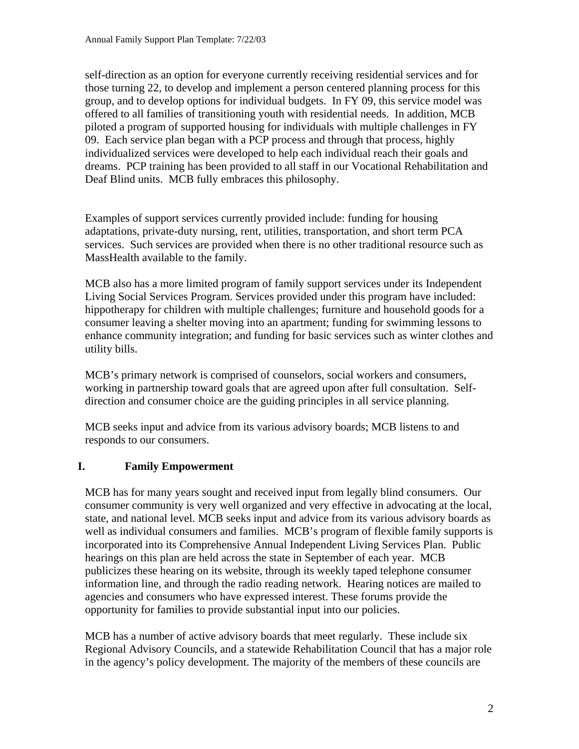self-direction as an option for everyone currently receiving residential services and for those turning 22, to develop and implement a person centered planning process for this group, and to develop options for individual budgets. In FY 09, this service model was offered to all families of transitioning youth with residential needs. In addition, MCB piloted a program of supported housing for individuals with multiple challenges in FY 09. Each service plan began with a PCP process and through that process, highly individualized services were developed to help each individual reach their goals and dreams. PCP training has been provided to all staff in our Vocational Rehabilitation and Deaf Blind units. MCB fully embraces this philosophy.

Examples of support services currently provided include: funding for housing adaptations, private-duty nursing, rent, utilities, transportation, and short term PCA services. Such services are provided when there is no other traditional resource such as MassHealth available to the family.

MCB also has a more limited program of family support services under its Independent Living Social Services Program. Services provided under this program have included: hippotherapy for children with multiple challenges; furniture and household goods for a consumer leaving a shelter moving into an apartment; funding for swimming lessons to enhance community integration; and funding for basic services such as winter clothes and utility bills.

MCB's primary network is comprised of counselors, social workers and consumers, working in partnership toward goals that are agreed upon after full consultation. Self-direction and consumer choice are the guiding principles in all service planning.

MCB seeks input and advice from its various advisory boards; MCB listens to and responds to our consumers.

## I. Family Empowerment

MCB has for many years sought and received input from legally blind consumers. Our consumer community is very well organized and very effective in advocating at the local, state, and national level. MCB seeks input and advice from its various advisory boards as well as individual consumers and families. MCB's program of flexible family supports is incorporated into its Comprehensive Annual Independent Living Services Plan. Public hearings on this plan are held across the state in September of each year. MCB publicizes these hearing on its website, through its weekly taped telephone consumer information line, and through the radio reading network. Hearing notices are mailed to agencies and consumers who have expressed interest. These forums provide the opportunity for families to provide substantial input into our policies.

MCB has a number of active advisory boards that meet regularly. These include six Regional Advisory Councils, and a statewide Rehabilitation Council that has a major role in the agency's policy development. The majority of the members of these councils are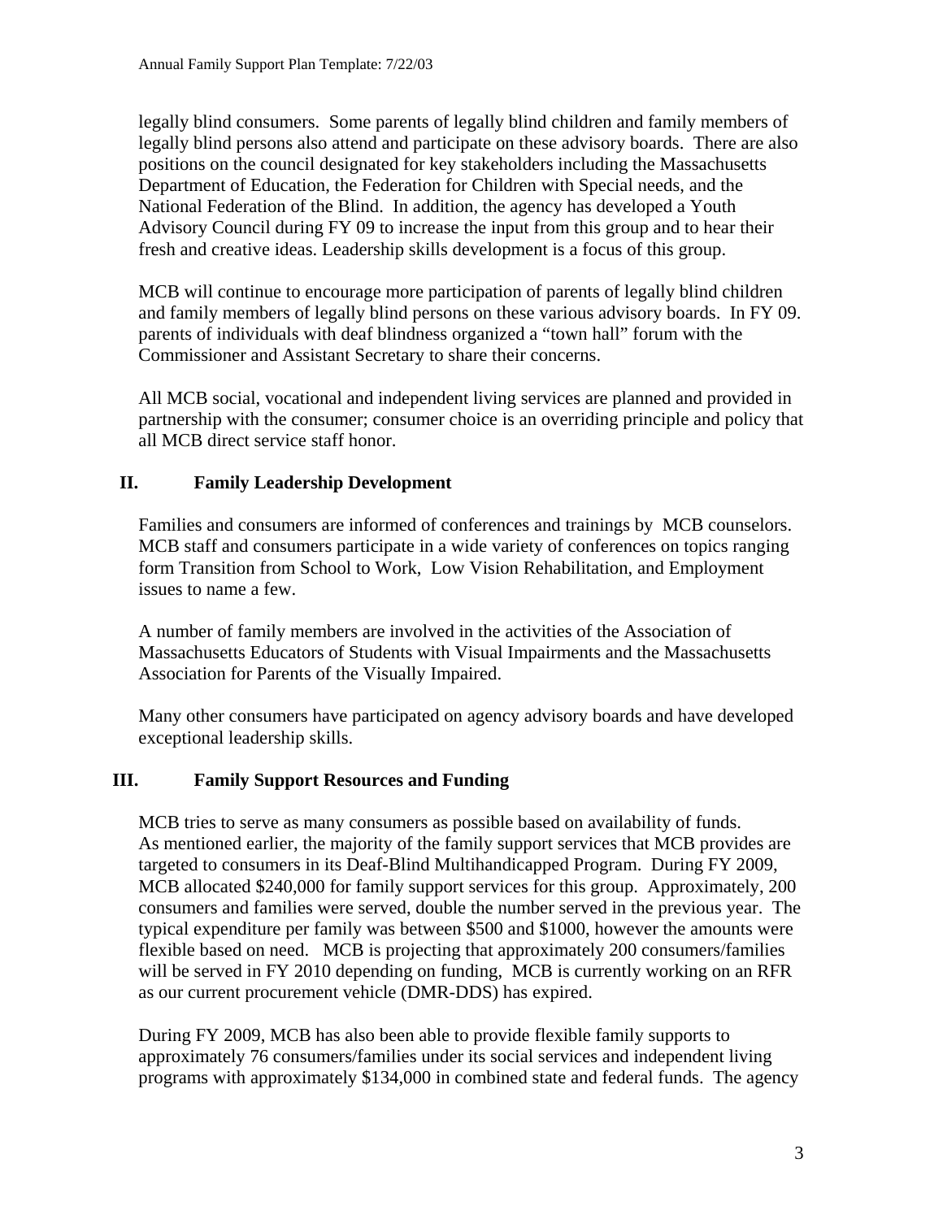legally blind consumers. Some parents of legally blind children and family members of legally blind persons also attend and participate on these advisory boards. There are also positions on the council designated for key stakeholders including the Massachusetts Department of Education, the Federation for Children with Special needs, and the National Federation of the Blind. In addition, the agency has developed a Youth Advisory Council during FY 09 to increase the input from this group and to hear their fresh and creative ideas. Leadership skills development is a focus of this group.

MCB will continue to encourage more participation of parents of legally blind children and family members of legally blind persons on these various advisory boards. In FY 09. parents of individuals with deaf blindness organized a "town hall" forum with the Commissioner and Assistant Secretary to share their concerns.

All MCB social, vocational and independent living services are planned and provided in partnership with the consumer; consumer choice is an overriding principle and policy that all MCB direct service staff honor.

## II. Family Leadership Development

Families and consumers are informed of conferences and trainings by MCB counselors. MCB staff and consumers participate in a wide variety of conferences on topics ranging form Transition from School to Work, Low Vision Rehabilitation, and Employment issues to name a few.

A number of family members are involved in the activities of the Association of Massachusetts Educators of Students with Visual Impairments and the Massachusetts Association for Parents of the Visually Impaired.

Many other consumers have participated on agency advisory boards and have developed exceptional leadership skills.

## III. Family Support Resources and Funding

MCB tries to serve as many consumers as possible based on availability of funds. As mentioned earlier, the majority of the family support services that MCB provides are targeted to consumers in its Deaf-Blind Multihandicapped Program. During FY 2009, MCB allocated $240,000 for family support services for this group. Approximately, 200 consumers and families were served, double the number served in the previous year. The typical expenditure per family was between $500 and $1000, however the amounts were flexible based on need. MCB is projecting that approximately 200 consumers/families will be served in FY 2010 depending on funding, MCB is currently working on an RFR as our current procurement vehicle (DMR-DDS) has expired.

During FY 2009, MCB has also been able to provide flexible family supports to approximately 76 consumers/families under its social services and independent living programs with approximately $134,000 in combined state and federal funds. The agency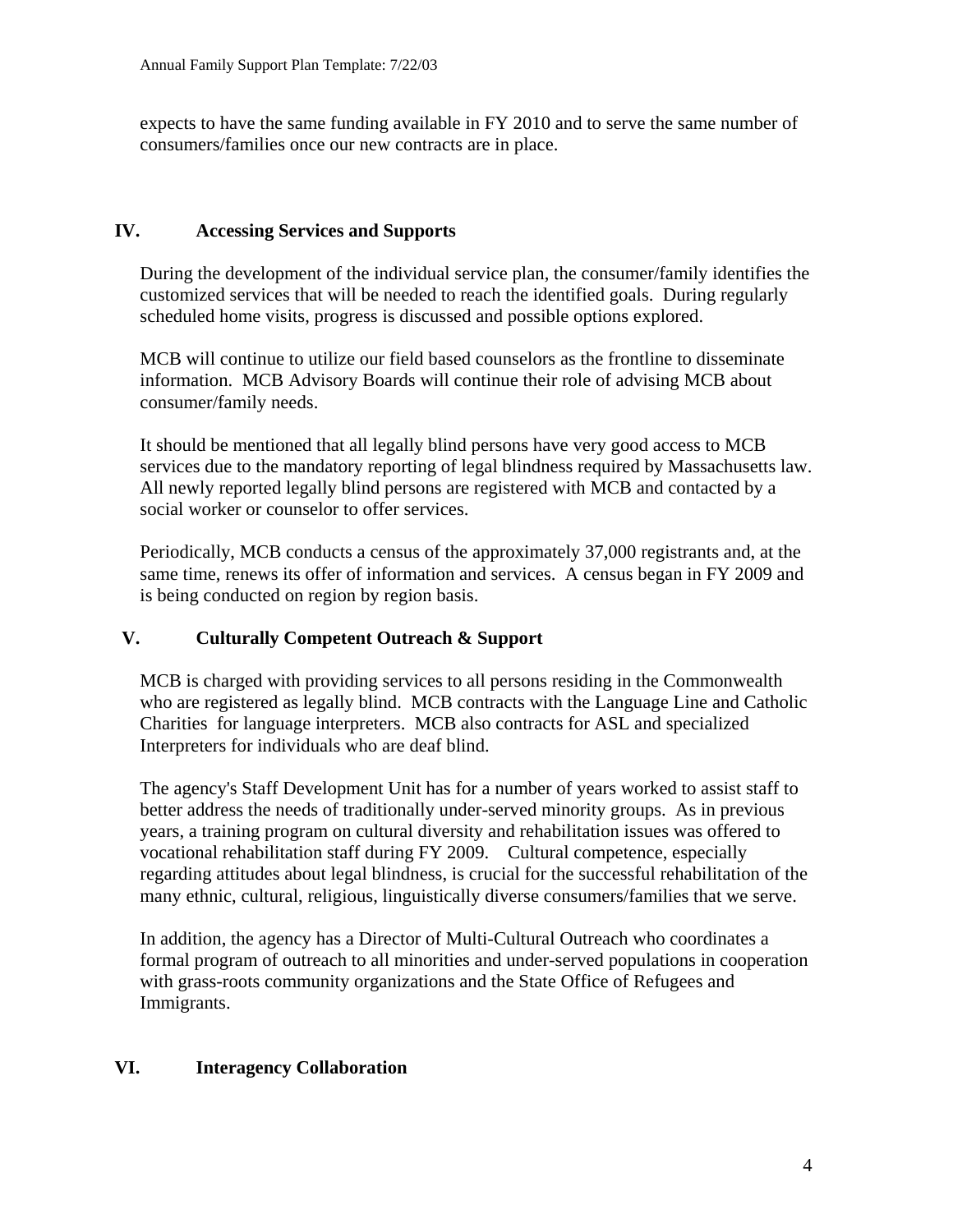expects to have the same funding available in FY 2010 and to serve the same number of consumers/families once our new contracts are in place.

## IV. Accessing Services and Supports

During the development of the individual service plan, the consumer/family identifies the customized services that will be needed to reach the identified goals. During regularly scheduled home visits, progress is discussed and possible options explored.

MCB will continue to utilize our field based counselors as the frontline to disseminate information. MCB Advisory Boards will continue their role of advising MCB about consumer/family needs.

It should be mentioned that all legally blind persons have very good access to MCB services due to the mandatory reporting of legal blindness required by Massachusetts law. All newly reported legally blind persons are registered with MCB and contacted by a social worker or counselor to offer services.

Periodically, MCB conducts a census of the approximately 37,000 registrants and, at the same time, renews its offer of information and services. A census began in FY 2009 and is being conducted on region by region basis.

## V. Culturally Competent Outreach & Support

MCB is charged with providing services to all persons residing in the Commonwealth who are registered as legally blind. MCB contracts with the Language Line and Catholic Charities for language interpreters. MCB also contracts for ASL and specialized Interpreters for individuals who are deaf blind.

The agency's Staff Development Unit has for a number of years worked to assist staff to better address the needs of traditionally under-served minority groups. As in previous years, a training program on cultural diversity and rehabilitation issues was offered to vocational rehabilitation staff during FY 2009. Cultural competence, especially regarding attitudes about legal blindness, is crucial for the successful rehabilitation of the many ethnic, cultural, religious, linguistically diverse consumers/families that we serve.

In addition, the agency has a Director of Multi-Cultural Outreach who coordinates a formal program of outreach to all minorities and under-served populations in cooperation with grass-roots community organizations and the State Office of Refugees and Immigrants.

## VI. Interagency Collaboration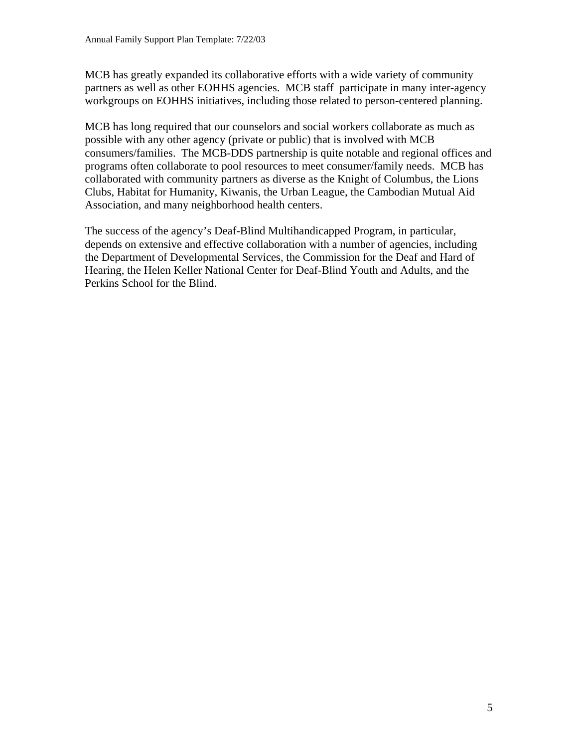MCB has greatly expanded its collaborative efforts with a wide variety of community partners as well as other EOHHS agencies. MCB staff participate in many inter-agency workgroups on EOHHS initiatives, including those related to person-centered planning.

MCB has long required that our counselors and social workers collaborate as much as possible with any other agency (private or public) that is involved with MCB consumers/families. The MCB-DDS partnership is quite notable and regional offices and programs often collaborate to pool resources to meet consumer/family needs. MCB has collaborated with community partners as diverse as the Knight of Columbus, the Lions Clubs, Habitat for Humanity, Kiwanis, the Urban League, the Cambodian Mutual Aid Association, and many neighborhood health centers.

The success of the agency's Deaf-Blind Multihandicapped Program, in particular, depends on extensive and effective collaboration with a number of agencies, including the Department of Developmental Services, the Commission for the Deaf and Hard of Hearing, the Helen Keller National Center for Deaf-Blind Youth and Adults, and the Perkins School for the Blind.